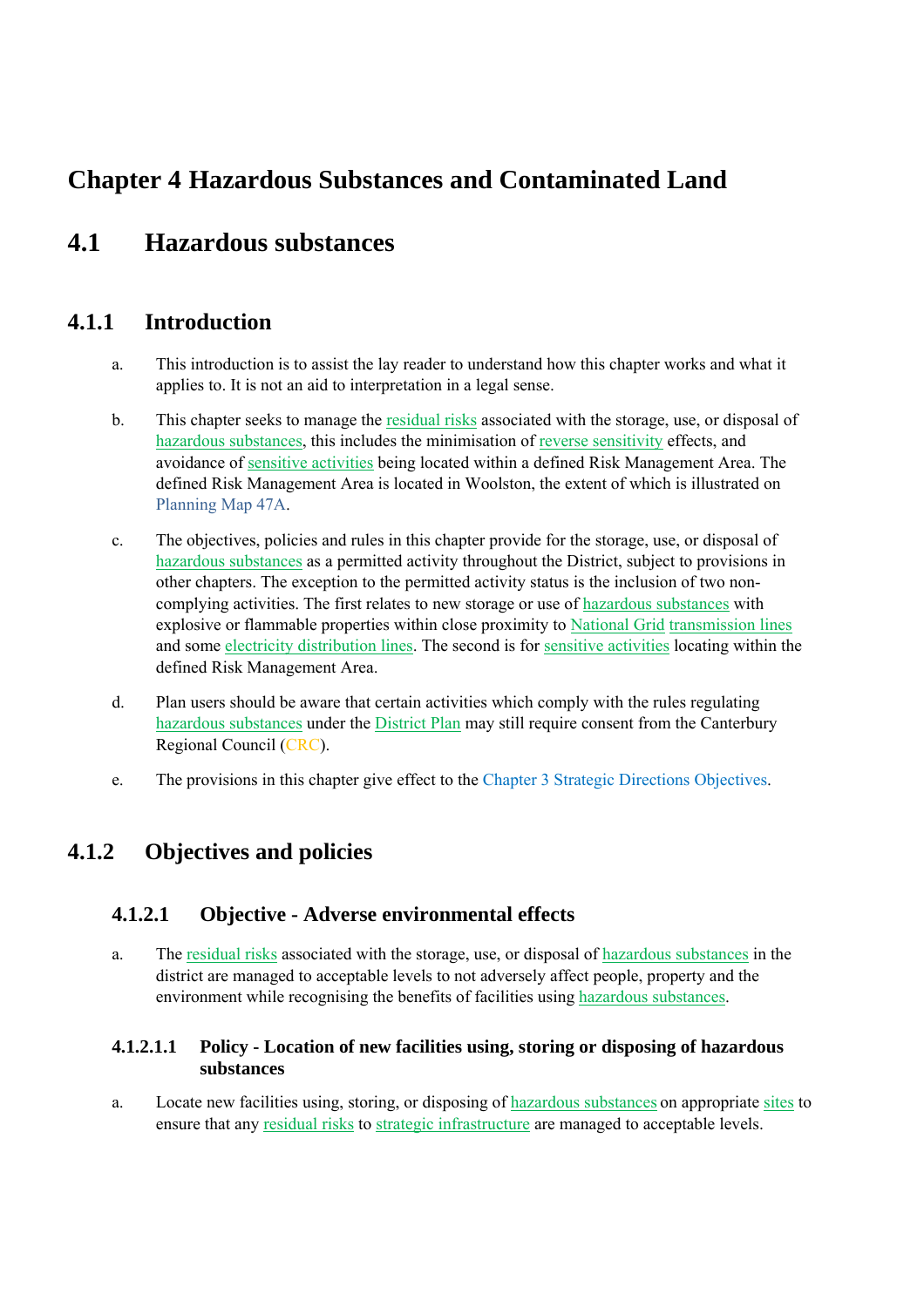# Chapter 4 Hazardous Substances and Contaminated Land

## 4.1 Hazardous substances

### 4.1.1 Introduction

a. This introduction is to assist the lay reader to understand how this chapter works and what it applies to. It is not an aid to interpretation in a legal sense.

b. This chapter seeks to manage the residual risks associated with the storage, use, or disposal of hazardous substances, this includes the minimisation of reverse sensitivity effects, and avoidance of sensitive activities being located within a defined Risk Management Area. The defined Risk Management Area is located in Woolston, the extent of which is illustrated on Planning Map 47A.

c. The objectives, policies and rules in this chapter provide for the storage, use, or disposal of hazardous substances as a permitted activity throughout the District, subject to provisions in other chapters. The exception to the permitted activity status is the inclusion of two non-complying activities. The first relates to new storage or use of hazardous substances with explosive or flammable properties within close proximity to National Grid transmission lines and some electricity distribution lines. The second is for sensitive activities locating within the defined Risk Management Area.

d. Plan users should be aware that certain activities which comply with the rules regulating hazardous substances under the District Plan may still require consent from the Canterbury Regional Council (CRC).

e. The provisions in this chapter give effect to the Chapter 3 Strategic Directions Objectives.

### 4.1.2 Objectives and policies

#### 4.1.2.1 Objective - Adverse environmental effects

a. The residual risks associated with the storage, use, or disposal of hazardous substances in the district are managed to acceptable levels to not adversely affect people, property and the environment while recognising the benefits of facilities using hazardous substances.

##### 4.1.2.1.1 Policy - Location of new facilities using, storing or disposing of hazardous substances

a. Locate new facilities using, storing, or disposing of hazardous substances on appropriate sites to ensure that any residual risks to strategic infrastructure are managed to acceptable levels.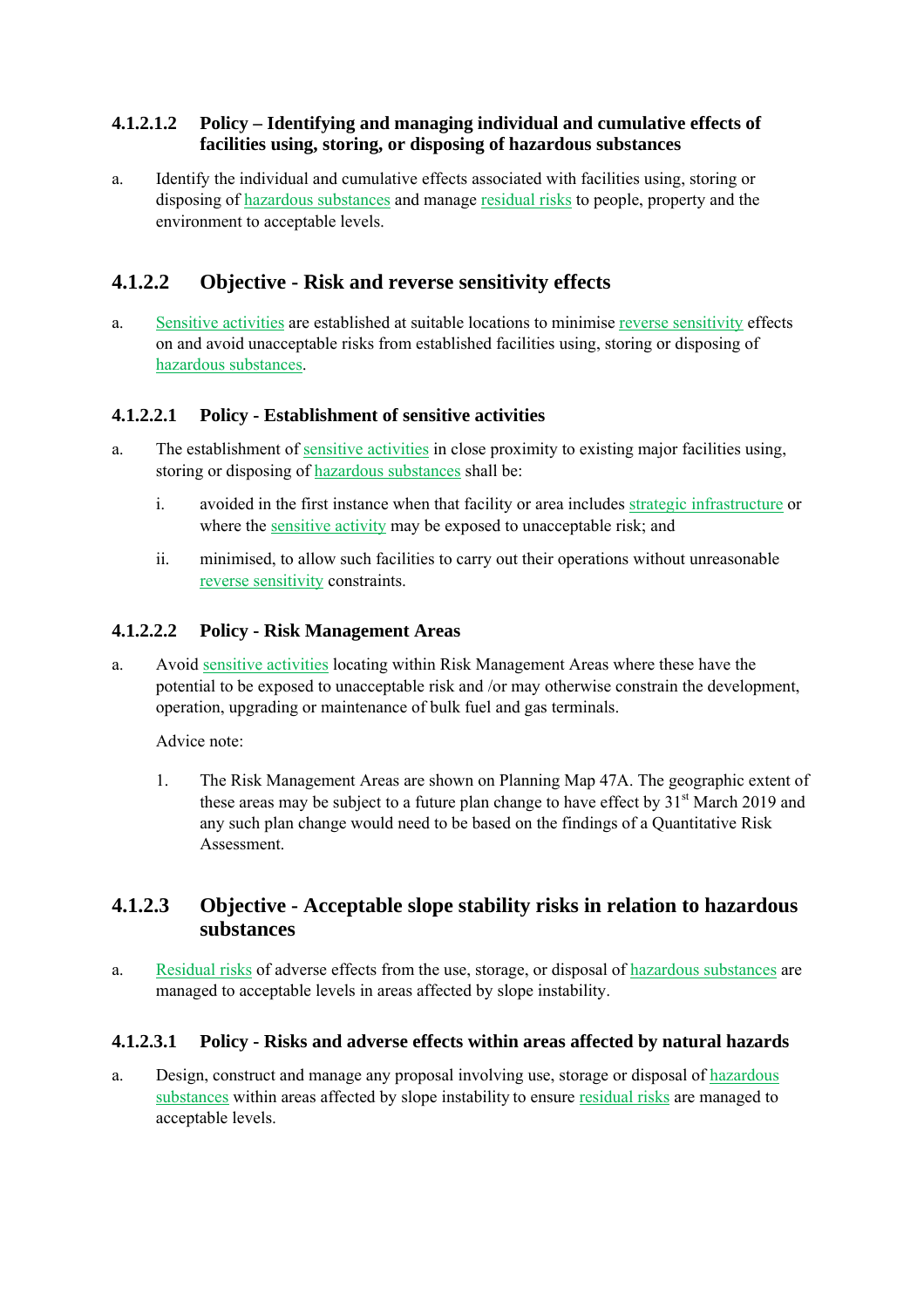#### 4.1.2.1.2 Policy – Identifying and managing individual and cumulative effects of facilities using, storing, or disposing of hazardous substances

a. Identify the individual and cumulative effects associated with facilities using, storing or disposing of hazardous substances and manage residual risks to people, property and the environment to acceptable levels.

### 4.1.2.2 Objective - Risk and reverse sensitivity effects

a. Sensitive activities are established at suitable locations to minimise reverse sensitivity effects on and avoid unacceptable risks from established facilities using, storing or disposing of hazardous substances.

#### 4.1.2.2.1 Policy - Establishment of sensitive activities

a. The establishment of sensitive activities in close proximity to existing major facilities using, storing or disposing of hazardous substances shall be:

   i. avoided in the first instance when that facility or area includes strategic infrastructure or where the sensitive activity may be exposed to unacceptable risk; and

   ii. minimised, to allow such facilities to carry out their operations without unreasonable reverse sensitivity constraints.

#### 4.1.2.2.2 Policy - Risk Management Areas

a. Avoid sensitive activities locating within Risk Management Areas where these have the potential to be exposed to unacceptable risk and /or may otherwise constrain the development, operation, upgrading or maintenance of bulk fuel and gas terminals.

   Advice note:

   1. The Risk Management Areas are shown on Planning Map 47A. The geographic extent of these areas may be subject to a future plan change to have effect by 31st March 2019 and any such plan change would need to be based on the findings of a Quantitative Risk Assessment.

### 4.1.2.3 Objective - Acceptable slope stability risks in relation to hazardous substances

a. Residual risks of adverse effects from the use, storage, or disposal of hazardous substances are managed to acceptable levels in areas affected by slope instability.

#### 4.1.2.3.1 Policy - Risks and adverse effects within areas affected by natural hazards

a. Design, construct and manage any proposal involving use, storage or disposal of hazardous substances within areas affected by slope instability to ensure residual risks are managed to acceptable levels.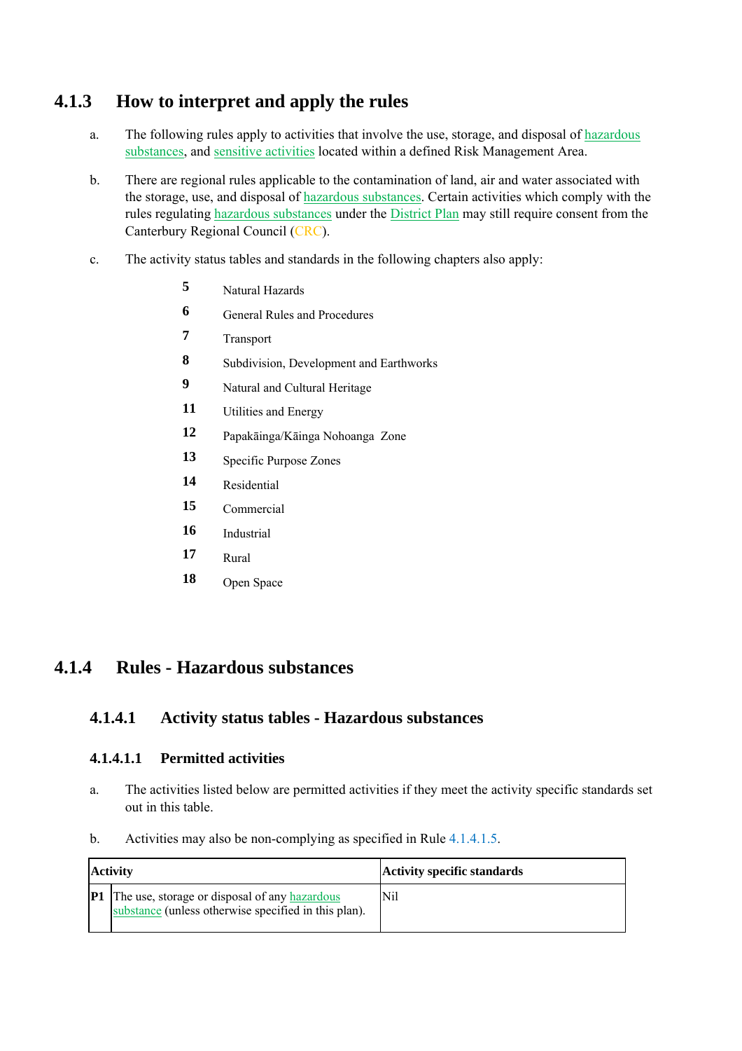## 4.1.3 How to interpret and apply the rules

a. The following rules apply to activities that involve the use, storage, and disposal of hazardous substances, and sensitive activities located within a defined Risk Management Area.

b. There are regional rules applicable to the contamination of land, air and water associated with the storage, use, and disposal of hazardous substances. Certain activities which comply with the rules regulating hazardous substances under the District Plan may still require consent from the Canterbury Regional Council (CRC).

c. The activity status tables and standards in the following chapters also apply:

| | |
|---|---|
| **5** | Natural Hazards |
| **6** | General Rules and Procedures |
| **7** | Transport |
| **8** | Subdivision, Development and Earthworks |
| **9** | Natural and Cultural Heritage |
| **11** | Utilities and Energy |
| **12** | Papakāinga/Kāinga Nohoanga Zone |
| **13** | Specific Purpose Zones |
| **14** | Residential |
| **15** | Commercial |
| **16** | Industrial |
| **17** | Rural |
| **18** | Open Space |

## 4.1.4 Rules - Hazardous substances

### 4.1.4.1 Activity status tables - Hazardous substances

#### 4.1.4.1.1 Permitted activities

a. The activities listed below are permitted activities if they meet the activity specific standards set out in this table.

b. Activities may also be non-complying as specified in Rule 4.1.4.1.5.

| | Activity | Activity specific standards |
|---|---|---|
| **P1** | The use, storage or disposal of any hazardous substance (unless otherwise specified in this plan). | Nil |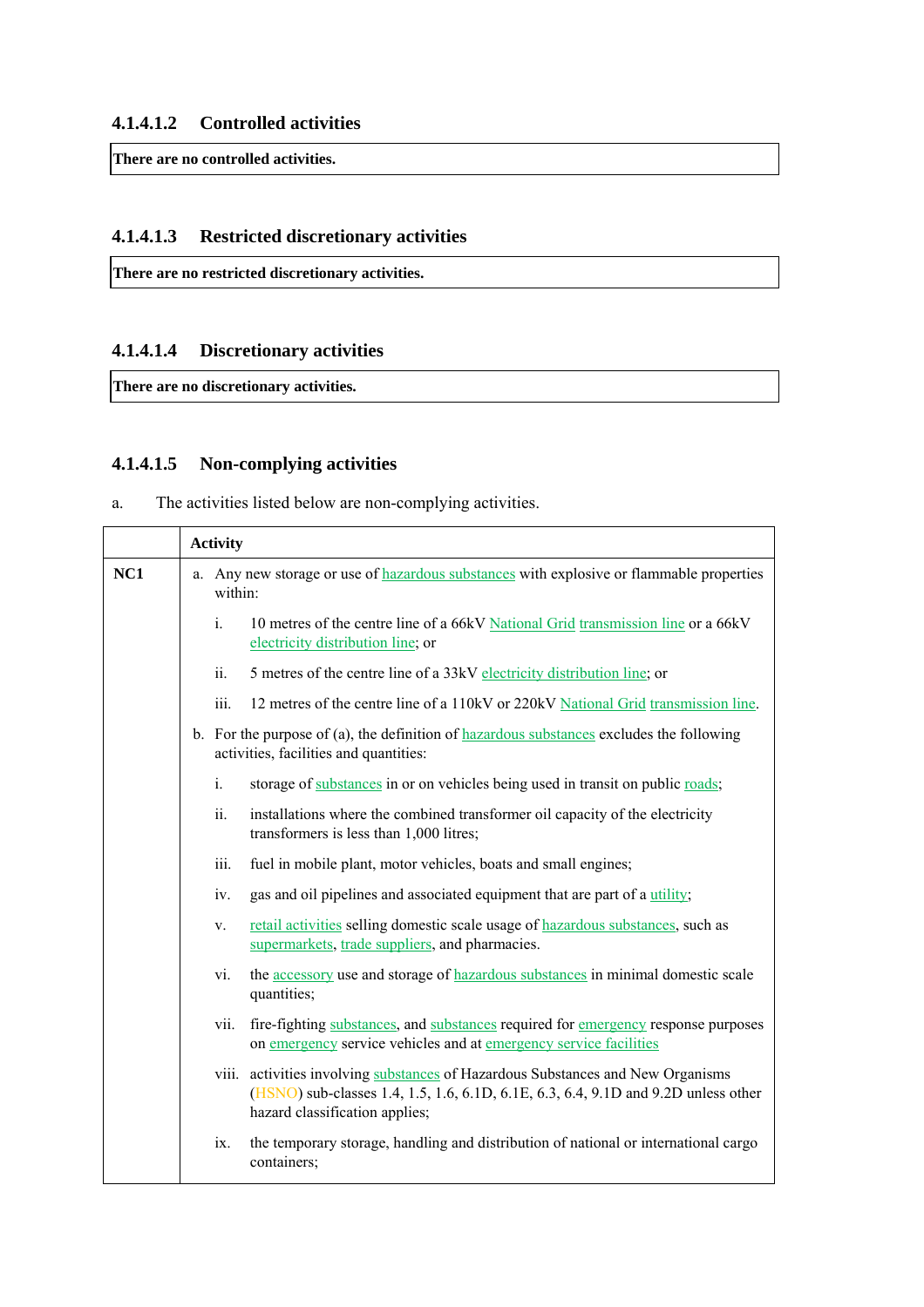#### 4.1.4.1.2 Controlled activities

| There are no controlled activities. |
|---|

#### 4.1.4.1.3 Restricted discretionary activities

| There are no restricted discretionary activities. |
|---|

#### 4.1.4.1.4 Discretionary activities

| There are no discretionary activities. |
|---|

#### 4.1.4.1.5 Non-complying activities

a. The activities listed below are non-complying activities.

| | Activity |
|---|---|
| **NC1** | a. Any new storage or use of hazardous substances with explosive or flammable properties within:<br><br>i. 10 metres of the centre line of a 66kV National Grid transmission line or a 66kV electricity distribution line; or<br><br>ii. 5 metres of the centre line of a 33kV electricity distribution line; or<br><br>iii. 12 metres of the centre line of a 110kV or 220kV National Grid transmission line.<br><br>b. For the purpose of (a), the definition of hazardous substances excludes the following activities, facilities and quantities:<br><br>i. storage of substances in or on vehicles being used in transit on public roads;<br><br>ii. installations where the combined transformer oil capacity of the electricity transformers is less than 1,000 litres;<br><br>iii. fuel in mobile plant, motor vehicles, boats and small engines;<br><br>iv. gas and oil pipelines and associated equipment that are part of a utility;<br><br>v. retail activities selling domestic scale usage of hazardous substances, such as supermarkets, trade suppliers, and pharmacies.<br><br>vi. the accessory use and storage of hazardous substances in minimal domestic scale quantities;<br><br>vii. fire-fighting substances, and substances required for emergency response purposes on emergency service vehicles and at emergency service facilities<br><br>viii. activities involving substances of Hazardous Substances and New Organisms (HSNO) sub-classes 1.4, 1.5, 1.6, 6.1D, 6.1E, 6.3, 6.4, 9.1D and 9.2D unless other hazard classification applies;<br><br>ix. the temporary storage, handling and distribution of national or international cargo containers; |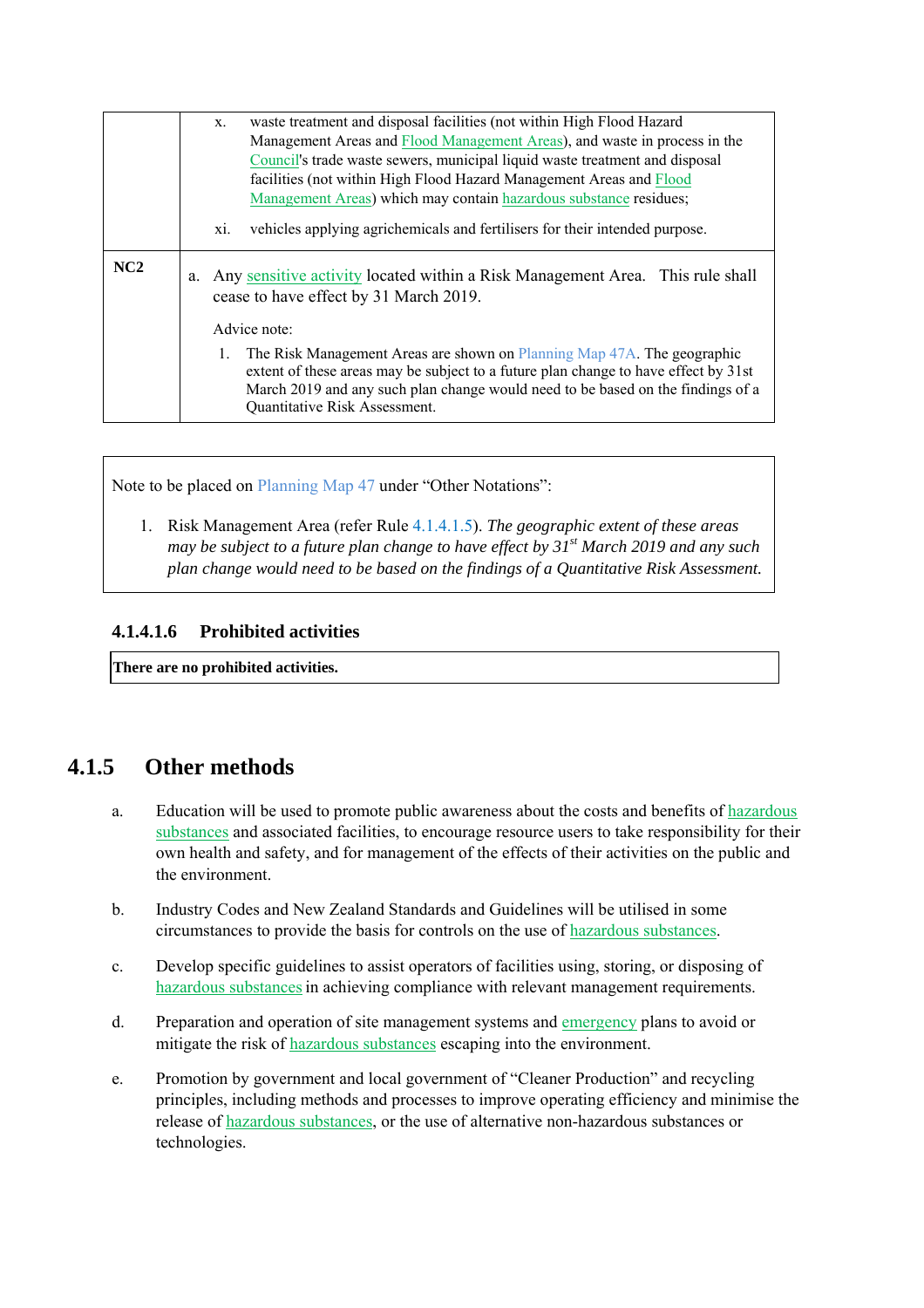| | |
|---|---|
| | x. waste treatment and disposal facilities (not within High Flood Hazard Management Areas and Flood Management Areas), and waste in process in the Council's trade waste sewers, municipal liquid waste treatment and disposal facilities (not within High Flood Hazard Management Areas and Flood Management Areas) which may contain hazardous substance residues;<br><br>xi. vehicles applying agrichemicals and fertilisers for their intended purpose. |
| **NC2** | a. Any sensitive activity located within a Risk Management Area. This rule shall cease to have effect by 31 March 2019.<br><br>Advice note:<br><br>1. The Risk Management Areas are shown on Planning Map 47A. The geographic extent of these areas may be subject to a future plan change to have effect by 31st March 2019 and any such plan change would need to be based on the findings of a Quantitative Risk Assessment. |

| |
|---|
| Note to be placed on Planning Map 47 under "Other Notations":<br><br>1. Risk Management Area (refer Rule 4.1.4.1.5). *The geographic extent of these areas may be subject to a future plan change to have effect by 31st March 2019 and any such plan change would need to be based on the findings of a Quantitative Risk Assessment.* |

#### 4.1.4.1.6 Prohibited activities

| |
|---|
| **There are no prohibited activities.** |

## 4.1.5 Other methods

a. Education will be used to promote public awareness about the costs and benefits of hazardous substances and associated facilities, to encourage resource users to take responsibility for their own health and safety, and for management of the effects of their activities on the public and the environment.

b. Industry Codes and New Zealand Standards and Guidelines will be utilised in some circumstances to provide the basis for controls on the use of hazardous substances.

c. Develop specific guidelines to assist operators of facilities using, storing, or disposing of hazardous substances in achieving compliance with relevant management requirements.

d. Preparation and operation of site management systems and emergency plans to avoid or mitigate the risk of hazardous substances escaping into the environment.

e. Promotion by government and local government of "Cleaner Production" and recycling principles, including methods and processes to improve operating efficiency and minimise the release of hazardous substances, or the use of alternative non-hazardous substances or technologies.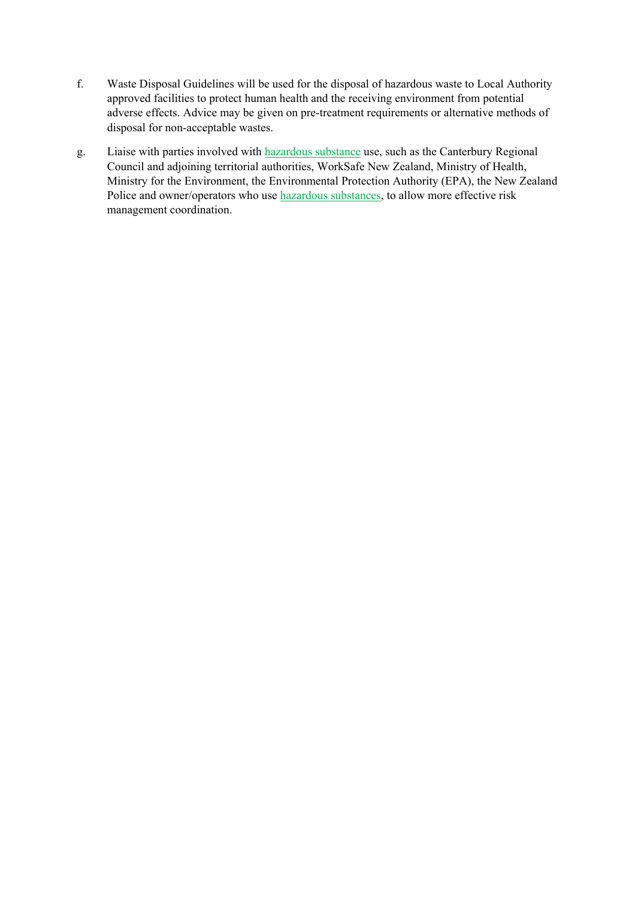f. Waste Disposal Guidelines will be used for the disposal of hazardous waste to Local Authority approved facilities to protect human health and the receiving environment from potential adverse effects. Advice may be given on pre-treatment requirements or alternative methods of disposal for non-acceptable wastes.

g. Liaise with parties involved with hazardous substance use, such as the Canterbury Regional Council and adjoining territorial authorities, WorkSafe New Zealand, Ministry of Health, Ministry for the Environment, the Environmental Protection Authority (EPA), the New Zealand Police and owner/operators who use hazardous substances, to allow more effective risk management coordination.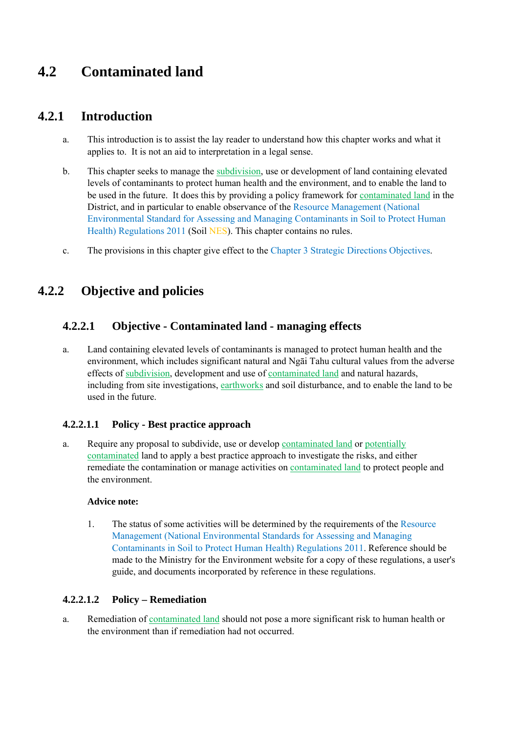# 4.2 Contaminated land

## 4.2.1 Introduction

a. This introduction is to assist the lay reader to understand how this chapter works and what it applies to. It is not an aid to interpretation in a legal sense.

b. This chapter seeks to manage the subdivision, use or development of land containing elevated levels of contaminants to protect human health and the environment, and to enable the land to be used in the future. It does this by providing a policy framework for contaminated land in the District, and in particular to enable observance of the Resource Management (National Environmental Standard for Assessing and Managing Contaminants in Soil to Protect Human Health) Regulations 2011 (Soil NES). This chapter contains no rules.

c. The provisions in this chapter give effect to the Chapter 3 Strategic Directions Objectives.

## 4.2.2 Objective and policies

### 4.2.2.1 Objective - Contaminated land - managing effects

a. Land containing elevated levels of contaminants is managed to protect human health and the environment, which includes significant natural and Ngāi Tahu cultural values from the adverse effects of subdivision, development and use of contaminated land and natural hazards, including from site investigations, earthworks and soil disturbance, and to enable the land to be used in the future.

#### 4.2.2.1.1 Policy - Best practice approach

a. Require any proposal to subdivide, use or develop contaminated land or potentially contaminated land to apply a best practice approach to investigate the risks, and either remediate the contamination or manage activities on contaminated land to protect people and the environment.

**Advice note:**

1. The status of some activities will be determined by the requirements of the Resource Management (National Environmental Standards for Assessing and Managing Contaminants in Soil to Protect Human Health) Regulations 2011. Reference should be made to the Ministry for the Environment website for a copy of these regulations, a user's guide, and documents incorporated by reference in these regulations.

#### 4.2.2.1.2 Policy – Remediation

a. Remediation of contaminated land should not pose a more significant risk to human health or the environment than if remediation had not occurred.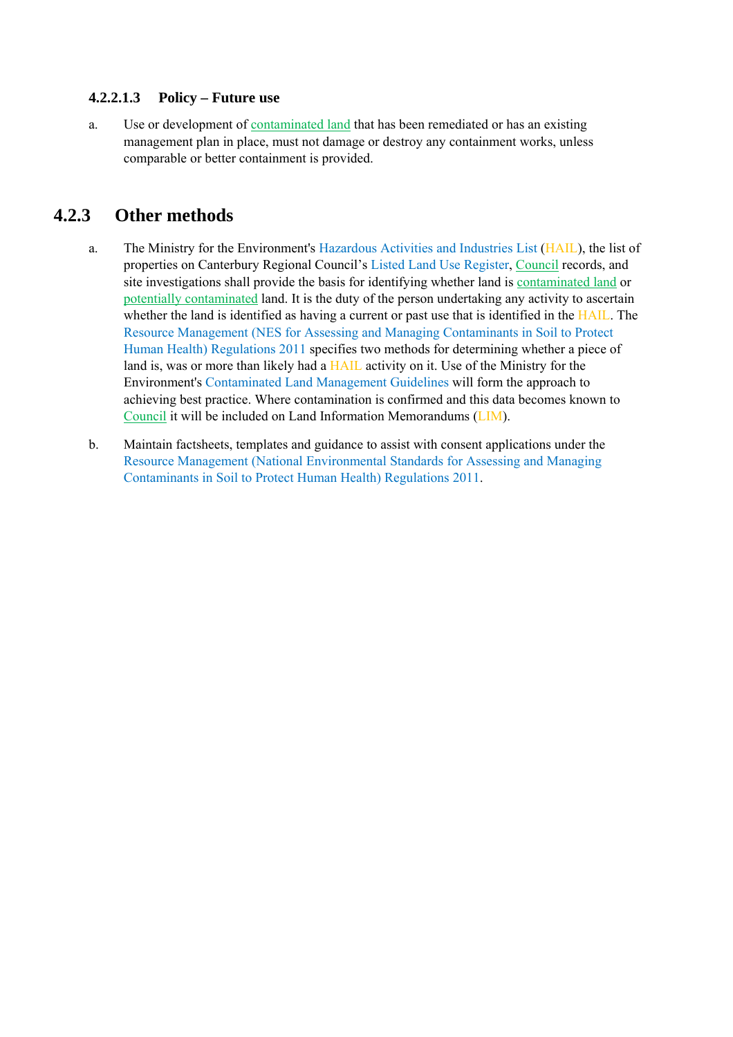#### 4.2.2.1.3 Policy – Future use

a. Use or development of contaminated land that has been remediated or has an existing management plan in place, must not damage or destroy any containment works, unless comparable or better containment is provided.

## 4.2.3 Other methods

a. The Ministry for the Environment's Hazardous Activities and Industries List (HAIL), the list of properties on Canterbury Regional Council's Listed Land Use Register, Council records, and site investigations shall provide the basis for identifying whether land is contaminated land or potentially contaminated land. It is the duty of the person undertaking any activity to ascertain whether the land is identified as having a current or past use that is identified in the HAIL. The Resource Management (NES for Assessing and Managing Contaminants in Soil to Protect Human Health) Regulations 2011 specifies two methods for determining whether a piece of land is, was or more than likely had a HAIL activity on it. Use of the Ministry for the Environment's Contaminated Land Management Guidelines will form the approach to achieving best practice. Where contamination is confirmed and this data becomes known to Council it will be included on Land Information Memorandums (LIM).

b. Maintain factsheets, templates and guidance to assist with consent applications under the Resource Management (National Environmental Standards for Assessing and Managing Contaminants in Soil to Protect Human Health) Regulations 2011.